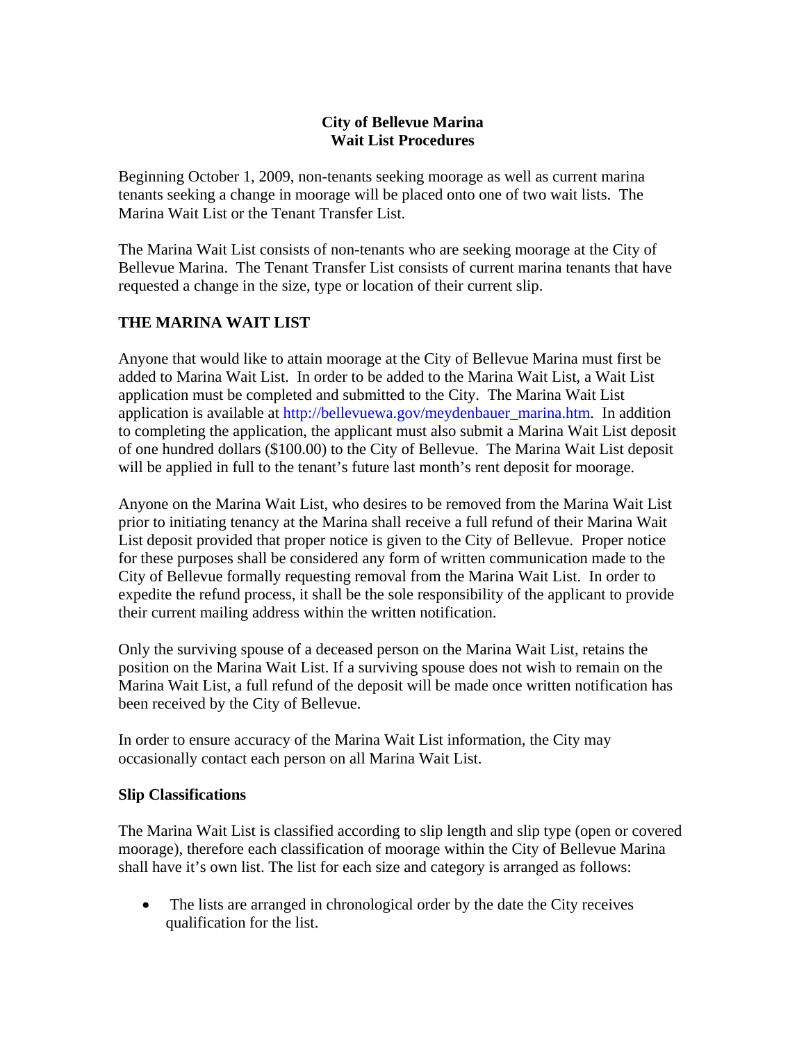**City of Bellevue Marina**
**Wait List Procedures**

Beginning October 1, 2009, non-tenants seeking moorage as well as current marina tenants seeking a change in moorage will be placed onto one of two wait lists. The Marina Wait List or the Tenant Transfer List.

The Marina Wait List consists of non-tenants who are seeking moorage at the City of Bellevue Marina. The Tenant Transfer List consists of current marina tenants that have requested a change in the size, type or location of their current slip.

## THE MARINA WAIT LIST

Anyone that would like to attain moorage at the City of Bellevue Marina must first be added to Marina Wait List. In order to be added to the Marina Wait List, a Wait List application must be completed and submitted to the City. The Marina Wait List application is available at http://bellevuewa.gov/meydenbauer_marina.htm. In addition to completing the application, the applicant must also submit a Marina Wait List deposit of one hundred dollars ($100.00) to the City of Bellevue. The Marina Wait List deposit will be applied in full to the tenant's future last month's rent deposit for moorage.

Anyone on the Marina Wait List, who desires to be removed from the Marina Wait List prior to initiating tenancy at the Marina shall receive a full refund of their Marina Wait List deposit provided that proper notice is given to the City of Bellevue. Proper notice for these purposes shall be considered any form of written communication made to the City of Bellevue formally requesting removal from the Marina Wait List. In order to expedite the refund process, it shall be the sole responsibility of the applicant to provide their current mailing address within the written notification.

Only the surviving spouse of a deceased person on the Marina Wait List, retains the position on the Marina Wait List. If a surviving spouse does not wish to remain on the Marina Wait List, a full refund of the deposit will be made once written notification has been received by the City of Bellevue.

In order to ensure accuracy of the Marina Wait List information, the City may occasionally contact each person on all Marina Wait List.

### Slip Classifications

The Marina Wait List is classified according to slip length and slip type (open or covered moorage), therefore each classification of moorage within the City of Bellevue Marina shall have it's own list. The list for each size and category is arranged as follows:

- The lists are arranged in chronological order by the date the City receives qualification for the list.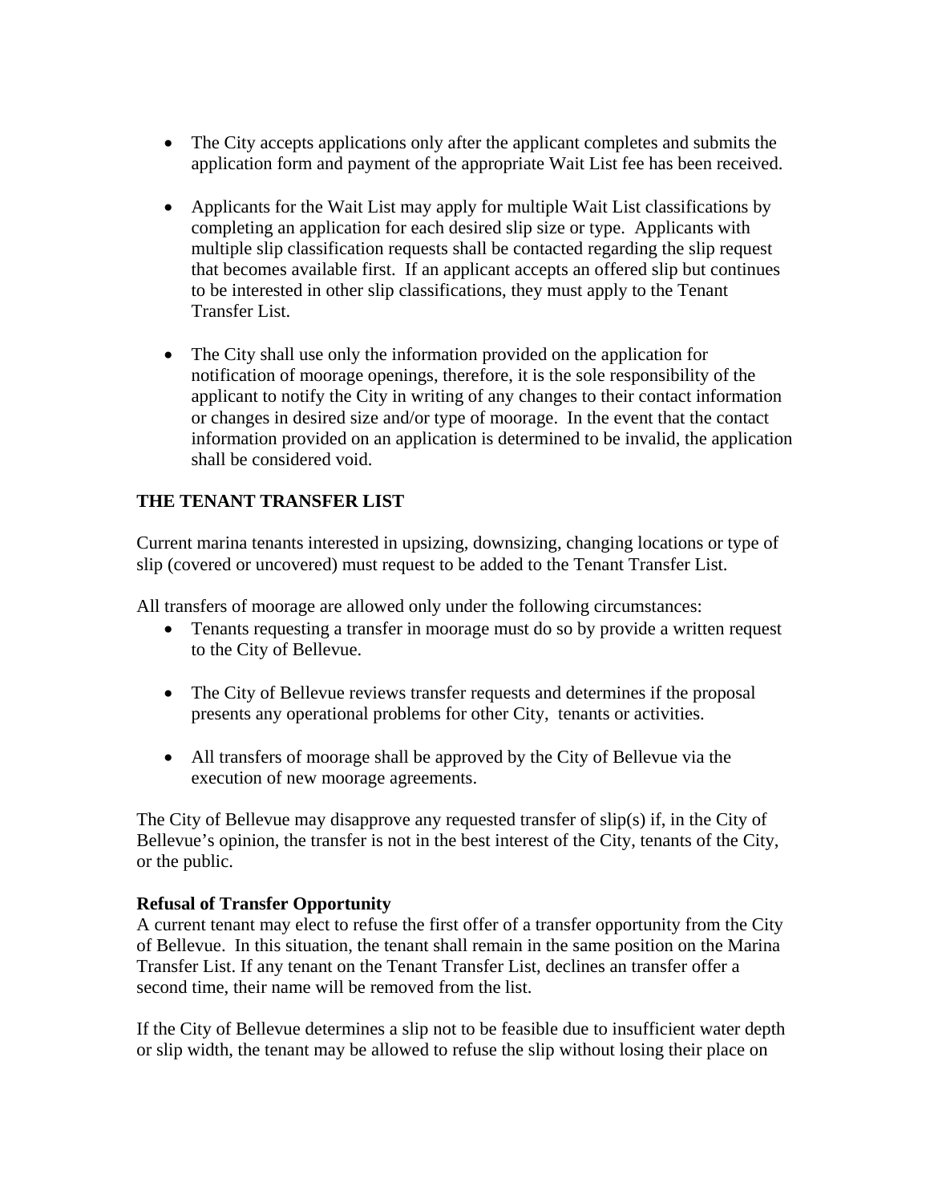- The City accepts applications only after the applicant completes and submits the application form and payment of the appropriate Wait List fee has been received.

- Applicants for the Wait List may apply for multiple Wait List classifications by completing an application for each desired slip size or type. Applicants with multiple slip classification requests shall be contacted regarding the slip request that becomes available first. If an applicant accepts an offered slip but continues to be interested in other slip classifications, they must apply to the Tenant Transfer List.

- The City shall use only the information provided on the application for notification of moorage openings, therefore, it is the sole responsibility of the applicant to notify the City in writing of any changes to their contact information or changes in desired size and/or type of moorage. In the event that the contact information provided on an application is determined to be invalid, the application shall be considered void.

**THE TENANT TRANSFER LIST**

Current marina tenants interested in upsizing, downsizing, changing locations or type of slip (covered or uncovered) must request to be added to the Tenant Transfer List.

All transfers of moorage are allowed only under the following circumstances:

- Tenants requesting a transfer in moorage must do so by provide a written request to the City of Bellevue.

- The City of Bellevue reviews transfer requests and determines if the proposal presents any operational problems for other City, tenants or activities.

- All transfers of moorage shall be approved by the City of Bellevue via the execution of new moorage agreements.

The City of Bellevue may disapprove any requested transfer of slip(s) if, in the City of Bellevue's opinion, the transfer is not in the best interest of the City, tenants of the City, or the public.

**Refusal of Transfer Opportunity**

A current tenant may elect to refuse the first offer of a transfer opportunity from the City of Bellevue. In this situation, the tenant shall remain in the same position on the Marina Transfer List. If any tenant on the Tenant Transfer List, declines an transfer offer a second time, their name will be removed from the list.

If the City of Bellevue determines a slip not to be feasible due to insufficient water depth or slip width, the tenant may be allowed to refuse the slip without losing their place on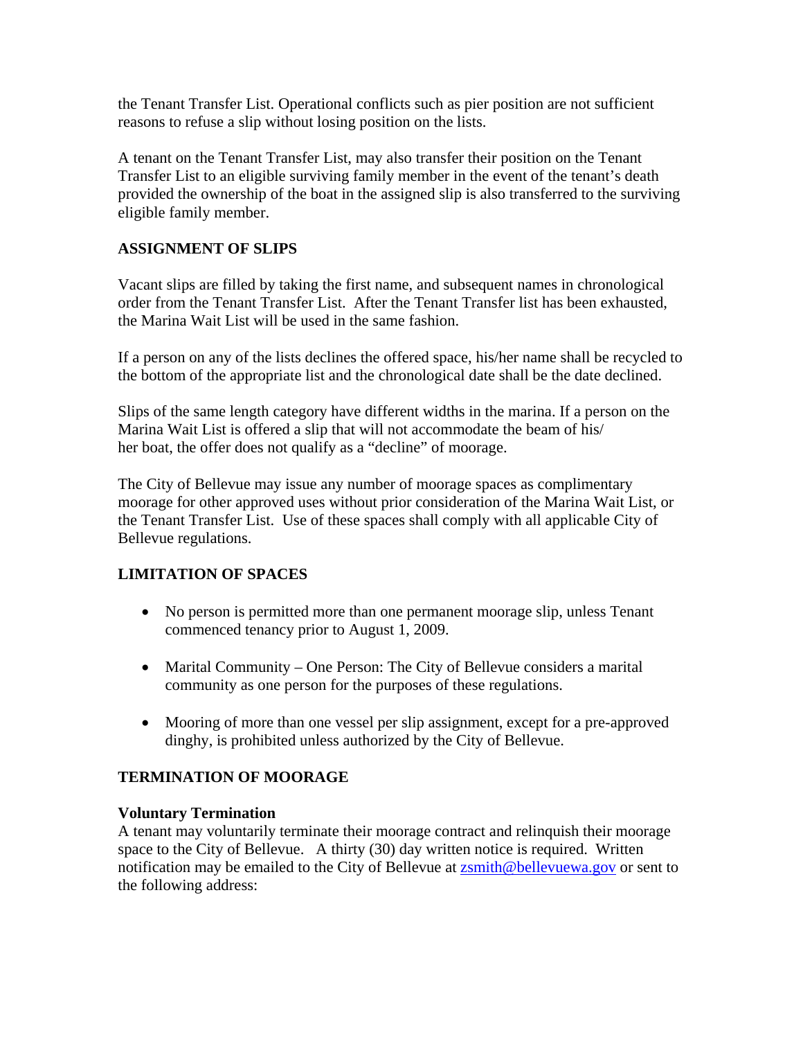the Tenant Transfer List. Operational conflicts such as pier position are not sufficient reasons to refuse a slip without losing position on the lists.

A tenant on the Tenant Transfer List, may also transfer their position on the Tenant Transfer List to an eligible surviving family member in the event of the tenant's death provided the ownership of the boat in the assigned slip is also transferred to the surviving eligible family member.

## ASSIGNMENT OF SLIPS

Vacant slips are filled by taking the first name, and subsequent names in chronological order from the Tenant Transfer List. After the Tenant Transfer list has been exhausted, the Marina Wait List will be used in the same fashion.

If a person on any of the lists declines the offered space, his/her name shall be recycled to the bottom of the appropriate list and the chronological date shall be the date declined.

Slips of the same length category have different widths in the marina. If a person on the Marina Wait List is offered a slip that will not accommodate the beam of his/her boat, the offer does not qualify as a "decline" of moorage.

The City of Bellevue may issue any number of moorage spaces as complimentary moorage for other approved uses without prior consideration of the Marina Wait List, or the Tenant Transfer List. Use of these spaces shall comply with all applicable City of Bellevue regulations.

## LIMITATION OF SPACES

- No person is permitted more than one permanent moorage slip, unless Tenant commenced tenancy prior to August 1, 2009.
- Marital Community – One Person: The City of Bellevue considers a marital community as one person for the purposes of these regulations.
- Mooring of more than one vessel per slip assignment, except for a pre-approved dinghy, is prohibited unless authorized by the City of Bellevue.

## TERMINATION OF MOORAGE

### Voluntary Termination

A tenant may voluntarily terminate their moorage contract and relinquish their moorage space to the City of Bellevue. A thirty (30) day written notice is required. Written notification may be emailed to the City of Bellevue at zsmith@bellevuewa.gov or sent to the following address: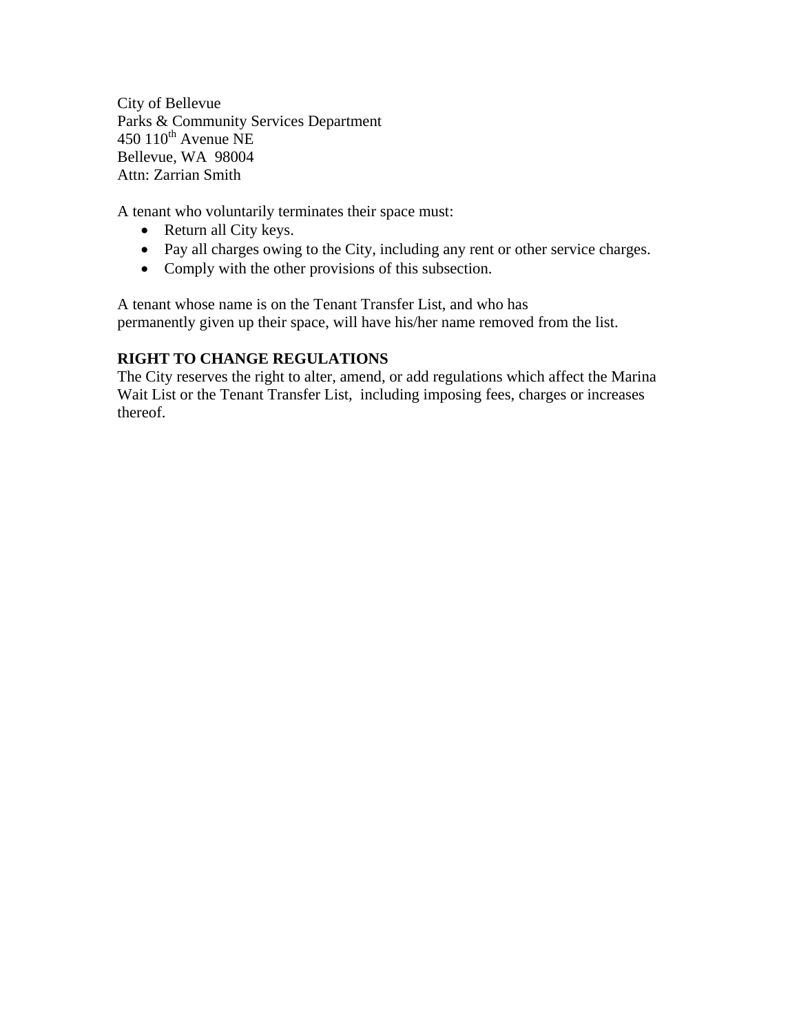City of Bellevue
Parks & Community Services Department
450 110th Avenue NE
Bellevue, WA 98004
Attn: Zarrian Smith

A tenant who voluntarily terminates their space must:

- Return all City keys.
- Pay all charges owing to the City, including any rent or other service charges.
- Comply with the other provisions of this subsection.

A tenant whose name is on the Tenant Transfer List, and who has permanently given up their space, will have his/her name removed from the list.

**RIGHT TO CHANGE REGULATIONS**

The City reserves the right to alter, amend, or add regulations which affect the Marina Wait List or the Tenant Transfer List, including imposing fees, charges or increases thereof.